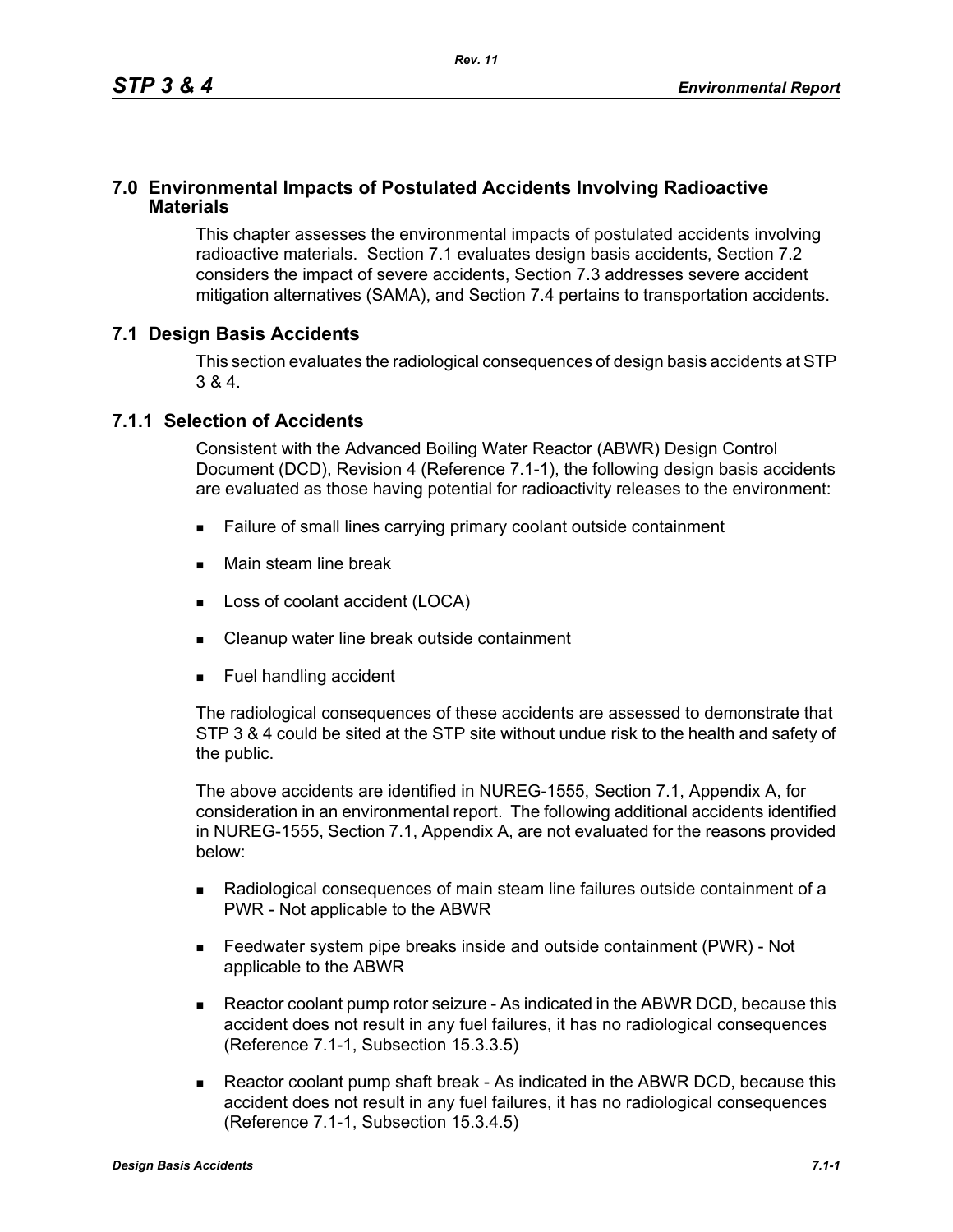# 7.0 Environmental Impacts of Postulated Accidents Involving Radioactive Materials

This chapter assesses the environmental impacts of postulated accidents involving radioactive materials. Section 7.1 evaluates design basis accidents, Section 7.2 considers the impact of severe accidents, Section 7.3 addresses severe accident mitigation alternatives (SAMA), and Section 7.4 pertains to transportation accidents.

## 7.1 Design Basis Accidents

This section evaluates the radiological consequences of design basis accidents at STP 3 & 4.

### 7.1.1 Selection of Accidents

Consistent with the Advanced Boiling Water Reactor (ABWR) Design Control Document (DCD), Revision 4 (Reference 7.1-1), the following design basis accidents are evaluated as those having potential for radioactivity releases to the environment:

- Failure of small lines carrying primary coolant outside containment
- Main steam line break
- Loss of coolant accident (LOCA)
- Cleanup water line break outside containment
- Fuel handling accident

The radiological consequences of these accidents are assessed to demonstrate that STP 3 & 4 could be sited at the STP site without undue risk to the health and safety of the public.

The above accidents are identified in NUREG-1555, Section 7.1, Appendix A, for consideration in an environmental report. The following additional accidents identified in NUREG-1555, Section 7.1, Appendix A, are not evaluated for the reasons provided below:

- Radiological consequences of main steam line failures outside containment of a PWR - Not applicable to the ABWR
- Feedwater system pipe breaks inside and outside containment (PWR) - Not applicable to the ABWR
- Reactor coolant pump rotor seizure - As indicated in the ABWR DCD, because this accident does not result in any fuel failures, it has no radiological consequences (Reference 7.1-1, Subsection 15.3.3.5)
- Reactor coolant pump shaft break - As indicated in the ABWR DCD, because this accident does not result in any fuel failures, it has no radiological consequences (Reference 7.1-1, Subsection 15.3.4.5)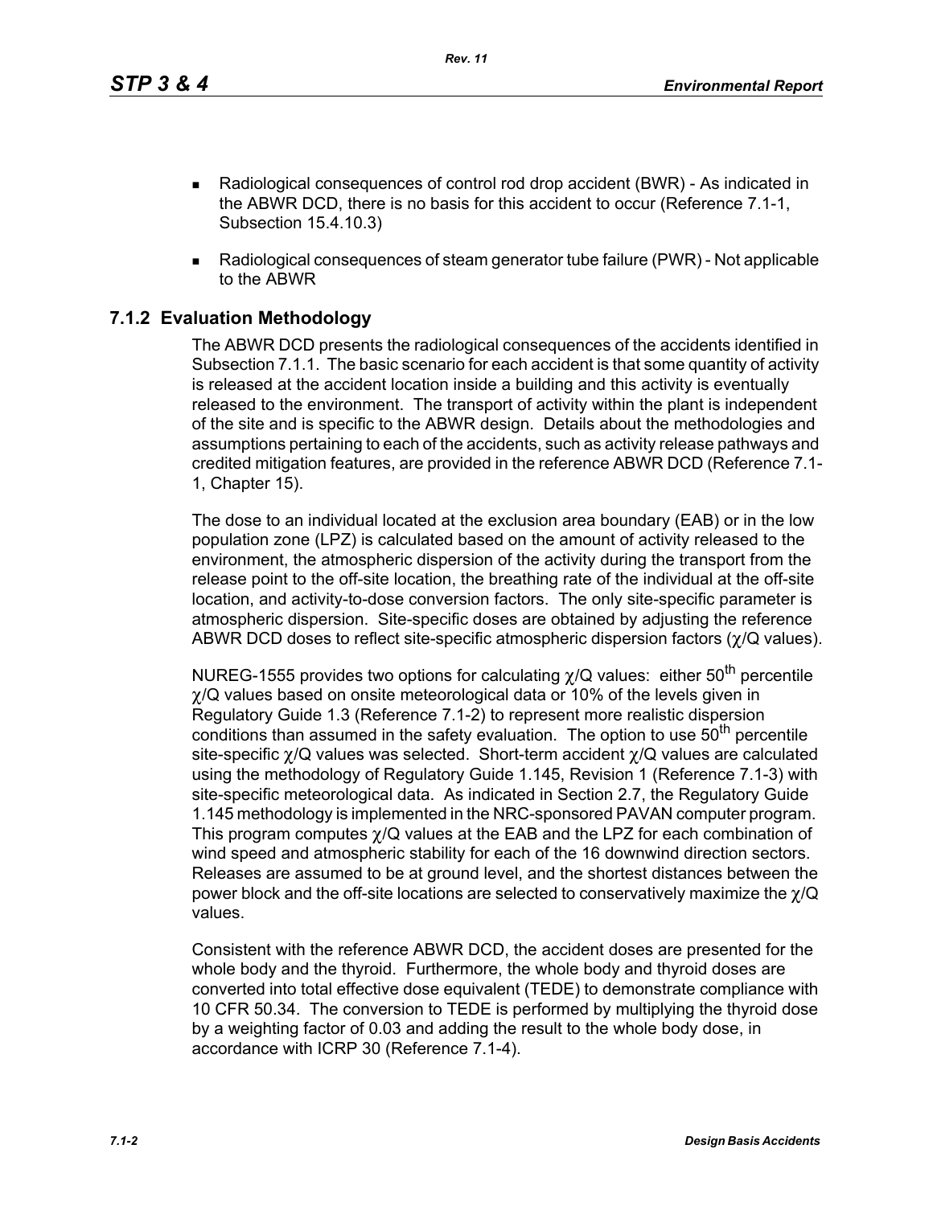- Radiological consequences of control rod drop accident (BWR) - As indicated in the ABWR DCD, there is no basis for this accident to occur (Reference 7.1-1, Subsection 15.4.10.3)

- Radiological consequences of steam generator tube failure (PWR) - Not applicable to the ABWR

## 7.1.2 Evaluation Methodology

The ABWR DCD presents the radiological consequences of the accidents identified in Subsection 7.1.1. The basic scenario for each accident is that some quantity of activity is released at the accident location inside a building and this activity is eventually released to the environment. The transport of activity within the plant is independent of the site and is specific to the ABWR design. Details about the methodologies and assumptions pertaining to each of the accidents, such as activity release pathways and credited mitigation features, are provided in the reference ABWR DCD (Reference 7.1-1, Chapter 15).

The dose to an individual located at the exclusion area boundary (EAB) or in the low population zone (LPZ) is calculated based on the amount of activity released to the environment, the atmospheric dispersion of the activity during the transport from the release point to the off-site location, the breathing rate of the individual at the off-site location, and activity-to-dose conversion factors. The only site-specific parameter is atmospheric dispersion. Site-specific doses are obtained by adjusting the reference ABWR DCD doses to reflect site-specific atmospheric dispersion factors ($\chi/Q$ values).

NUREG-1555 provides two options for calculating $\chi/Q$ values: either 50$^{th}$ percentile $\chi/Q$ values based on onsite meteorological data or 10% of the levels given in Regulatory Guide 1.3 (Reference 7.1-2) to represent more realistic dispersion conditions than assumed in the safety evaluation. The option to use 50$^{th}$ percentile site-specific $\chi/Q$ values was selected. Short-term accident $\chi/Q$ values are calculated using the methodology of Regulatory Guide 1.145, Revision 1 (Reference 7.1-3) with site-specific meteorological data. As indicated in Section 2.7, the Regulatory Guide 1.145 methodology is implemented in the NRC-sponsored PAVAN computer program. This program computes $\chi/Q$ values at the EAB and the LPZ for each combination of wind speed and atmospheric stability for each of the 16 downwind direction sectors. Releases are assumed to be at ground level, and the shortest distances between the power block and the off-site locations are selected to conservatively maximize the $\chi/Q$ values.

Consistent with the reference ABWR DCD, the accident doses are presented for the whole body and the thyroid. Furthermore, the whole body and thyroid doses are converted into total effective dose equivalent (TEDE) to demonstrate compliance with 10 CFR 50.34. The conversion to TEDE is performed by multiplying the thyroid dose by a weighting factor of 0.03 and adding the result to the whole body dose, in accordance with ICRP 30 (Reference 7.1-4).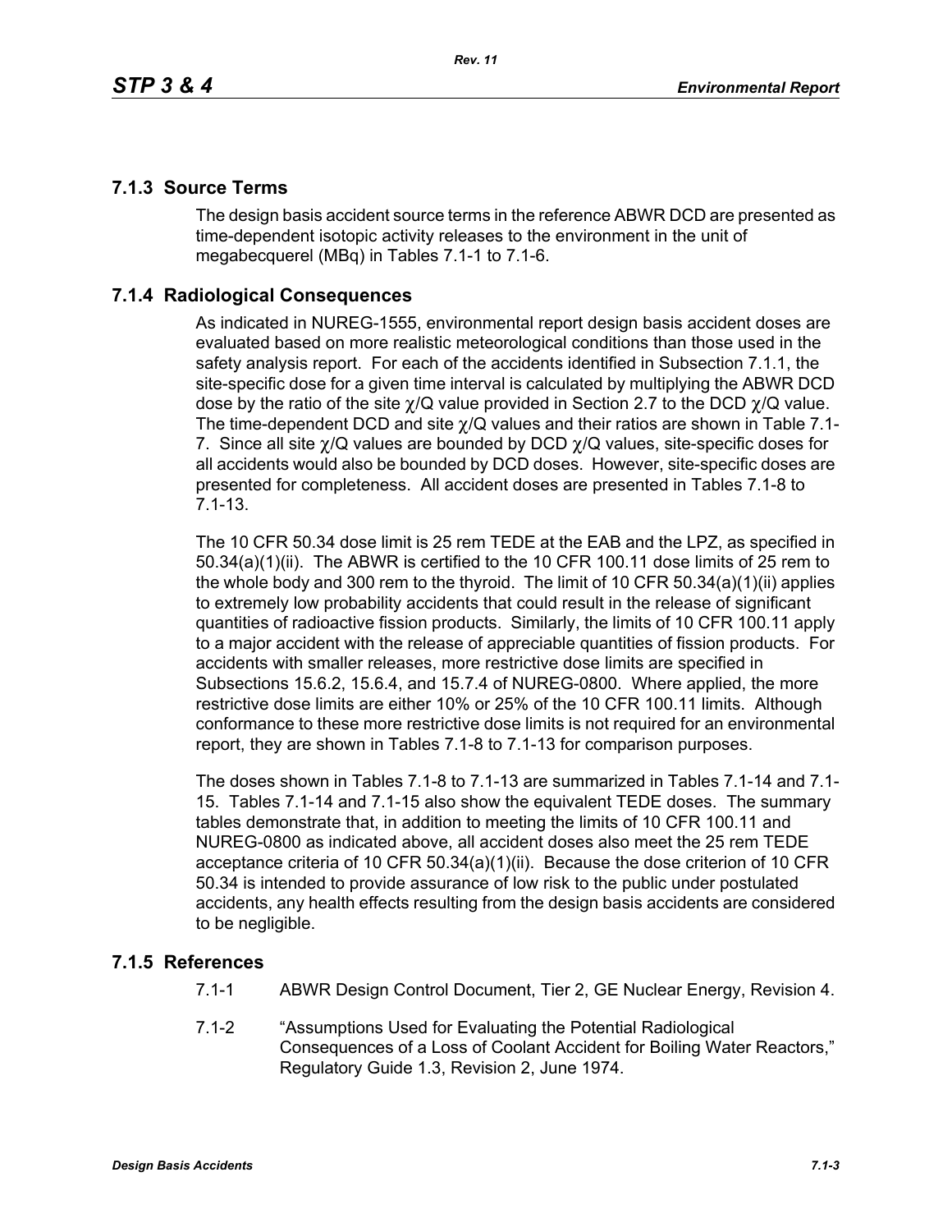## 7.1.3 Source Terms

The design basis accident source terms in the reference ABWR DCD are presented as time-dependent isotopic activity releases to the environment in the unit of megabecquerel (MBq) in Tables 7.1-1 to 7.1-6.

## 7.1.4 Radiological Consequences

As indicated in NUREG-1555, environmental report design basis accident doses are evaluated based on more realistic meteorological conditions than those used in the safety analysis report. For each of the accidents identified in Subsection 7.1.1, the site-specific dose for a given time interval is calculated by multiplying the ABWR DCD dose by the ratio of the site $\chi/Q$ value provided in Section 2.7 to the DCD $\chi/Q$ value. The time-dependent DCD and site $\chi/Q$ values and their ratios are shown in Table 7.1-7. Since all site $\chi/Q$ values are bounded by DCD $\chi/Q$ values, site-specific doses for all accidents would also be bounded by DCD doses. However, site-specific doses are presented for completeness. All accident doses are presented in Tables 7.1-8 to 7.1-13.

The 10 CFR 50.34 dose limit is 25 rem TEDE at the EAB and the LPZ, as specified in 50.34(a)(1)(ii). The ABWR is certified to the 10 CFR 100.11 dose limits of 25 rem to the whole body and 300 rem to the thyroid. The limit of 10 CFR 50.34(a)(1)(ii) applies to extremely low probability accidents that could result in the release of significant quantities of radioactive fission products. Similarly, the limits of 10 CFR 100.11 apply to a major accident with the release of appreciable quantities of fission products. For accidents with smaller releases, more restrictive dose limits are specified in Subsections 15.6.2, 15.6.4, and 15.7.4 of NUREG-0800. Where applied, the more restrictive dose limits are either 10% or 25% of the 10 CFR 100.11 limits. Although conformance to these more restrictive dose limits is not required for an environmental report, they are shown in Tables 7.1-8 to 7.1-13 for comparison purposes.

The doses shown in Tables 7.1-8 to 7.1-13 are summarized in Tables 7.1-14 and 7.1-15. Tables 7.1-14 and 7.1-15 also show the equivalent TEDE doses. The summary tables demonstrate that, in addition to meeting the limits of 10 CFR 100.11 and NUREG-0800 as indicated above, all accident doses also meet the 25 rem TEDE acceptance criteria of 10 CFR 50.34(a)(1)(ii). Because the dose criterion of 10 CFR 50.34 is intended to provide assurance of low risk to the public under postulated accidents, any health effects resulting from the design basis accidents are considered to be negligible.

## 7.1.5 References

7.1-1 ABWR Design Control Document, Tier 2, GE Nuclear Energy, Revision 4.

7.1-2 "Assumptions Used for Evaluating the Potential Radiological Consequences of a Loss of Coolant Accident for Boiling Water Reactors," Regulatory Guide 1.3, Revision 2, June 1974.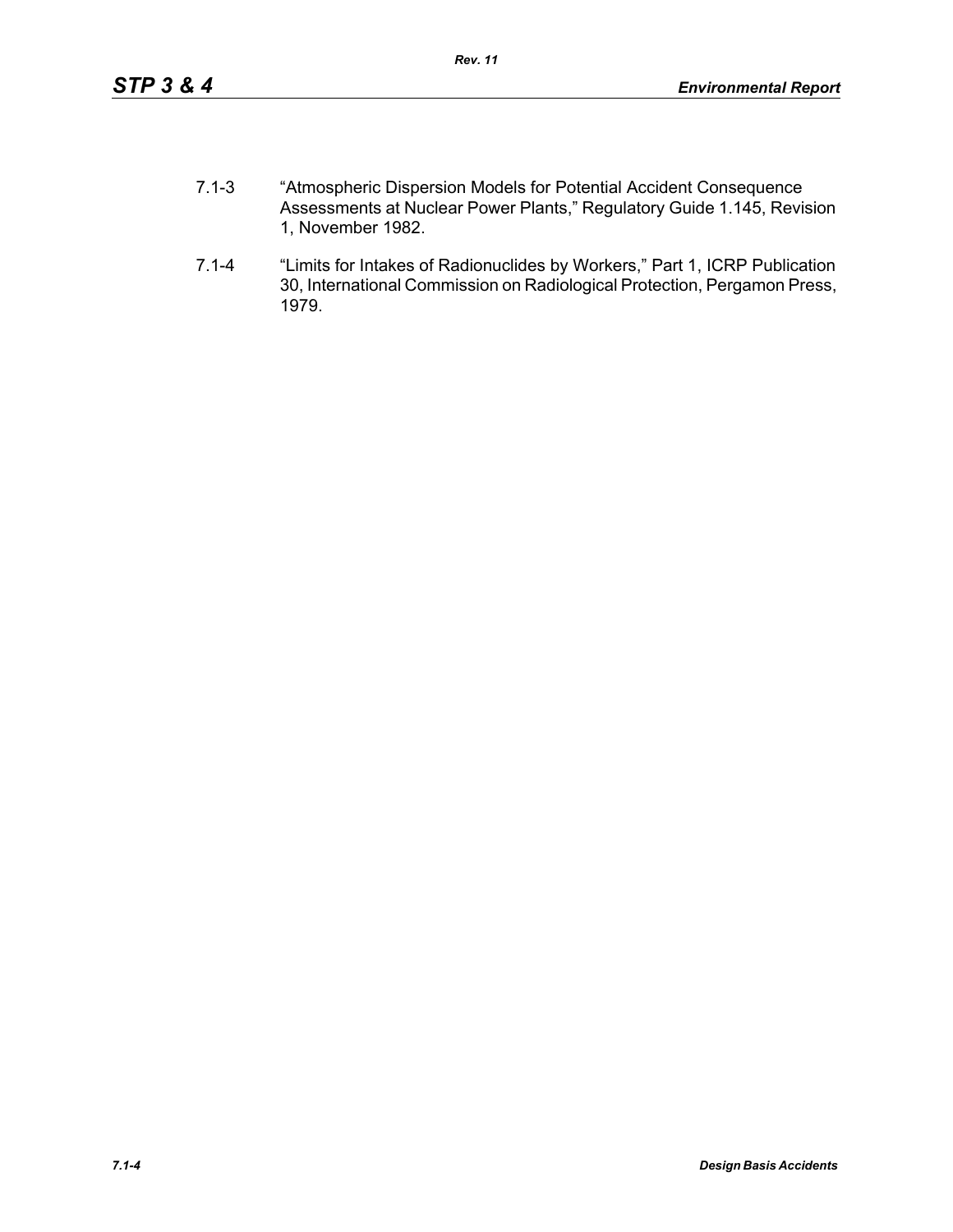7.1-3 “Atmospheric Dispersion Models for Potential Accident Consequence Assessments at Nuclear Power Plants,” Regulatory Guide 1.145, Revision 1, November 1982.

7.1-4 “Limits for Intakes of Radionuclides by Workers,” Part 1, ICRP Publication 30, International Commission on Radiological Protection, Pergamon Press, 1979.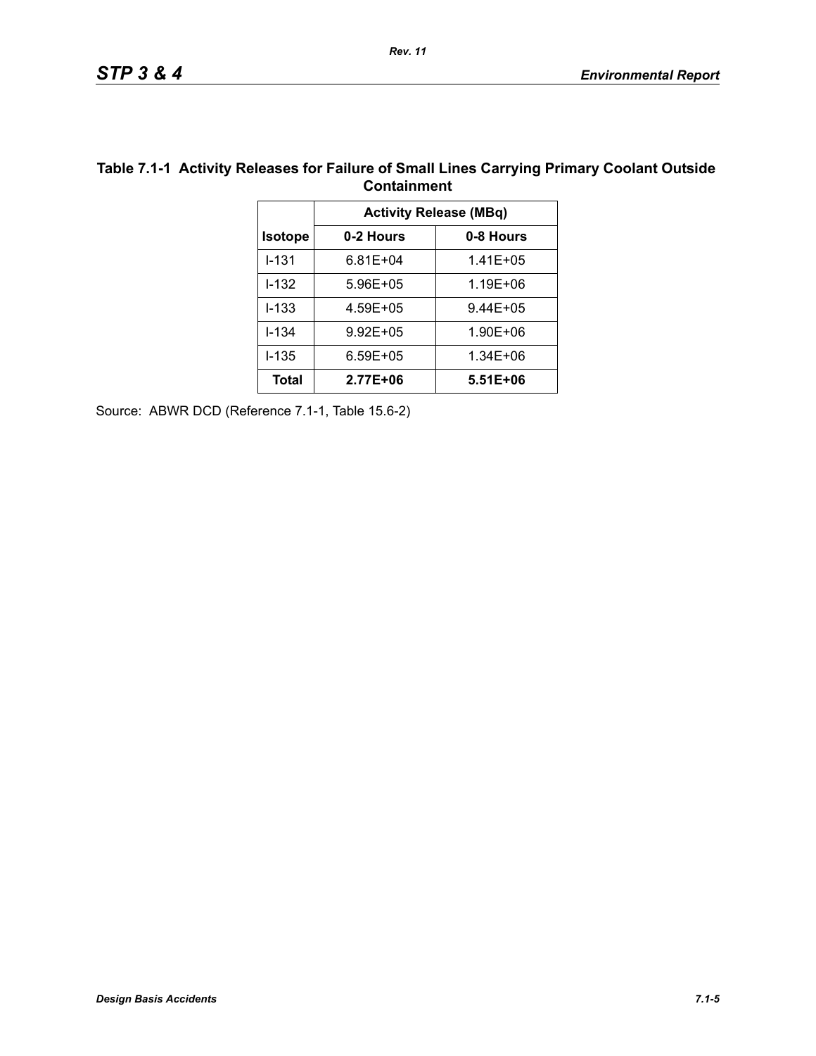**Table 7.1-1 Activity Releases for Failure of Small Lines Carrying Primary Coolant Outside Containment**

| | Activity Release (MBq) | |
|---|---|---|
| **Isotope** | **0-2 Hours** | **0-8 Hours** |
| I-131 | 6.81E+04 | 1.41E+05 |
| I-132 | 5.96E+05 | 1.19E+06 |
| I-133 | 4.59E+05 | 9.44E+05 |
| I-134 | 9.92E+05 | 1.90E+06 |
| I-135 | 6.59E+05 | 1.34E+06 |
| **Total** | **2.77E+06** | **5.51E+06** |

Source: ABWR DCD (Reference 7.1-1, Table 15.6-2)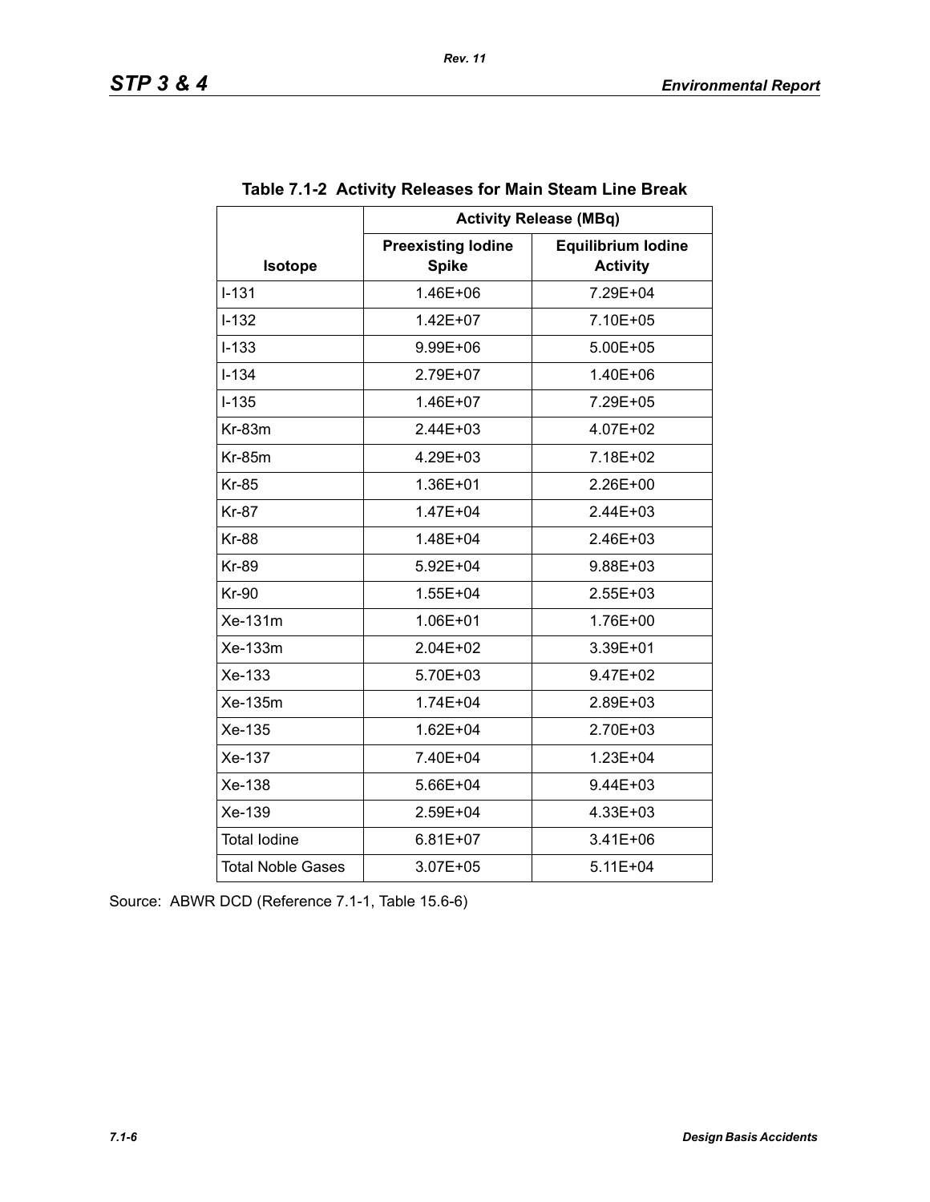**Table 7.1-2 Activity Releases for Main Steam Line Break**

| Isotope | Activity Release (MBq) | |
|---|---|---|
| | Preexisting Iodine Spike | Equilibrium Iodine Activity |
| I-131 | 1.46E+06 | 7.29E+04 |
| I-132 | 1.42E+07 | 7.10E+05 |
| I-133 | 9.99E+06 | 5.00E+05 |
| I-134 | 2.79E+07 | 1.40E+06 |
| I-135 | 1.46E+07 | 7.29E+05 |
| Kr-83m | 2.44E+03 | 4.07E+02 |
| Kr-85m | 4.29E+03 | 7.18E+02 |
| Kr-85 | 1.36E+01 | 2.26E+00 |
| Kr-87 | 1.47E+04 | 2.44E+03 |
| Kr-88 | 1.48E+04 | 2.46E+03 |
| Kr-89 | 5.92E+04 | 9.88E+03 |
| Kr-90 | 1.55E+04 | 2.55E+03 |
| Xe-131m | 1.06E+01 | 1.76E+00 |
| Xe-133m | 2.04E+02 | 3.39E+01 |
| Xe-133 | 5.70E+03 | 9.47E+02 |
| Xe-135m | 1.74E+04 | 2.89E+03 |
| Xe-135 | 1.62E+04 | 2.70E+03 |
| Xe-137 | 7.40E+04 | 1.23E+04 |
| Xe-138 | 5.66E+04 | 9.44E+03 |
| Xe-139 | 2.59E+04 | 4.33E+03 |
| Total Iodine | 6.81E+07 | 3.41E+06 |
| Total Noble Gases | 3.07E+05 | 5.11E+04 |

Source: ABWR DCD (Reference 7.1-1, Table 15.6-6)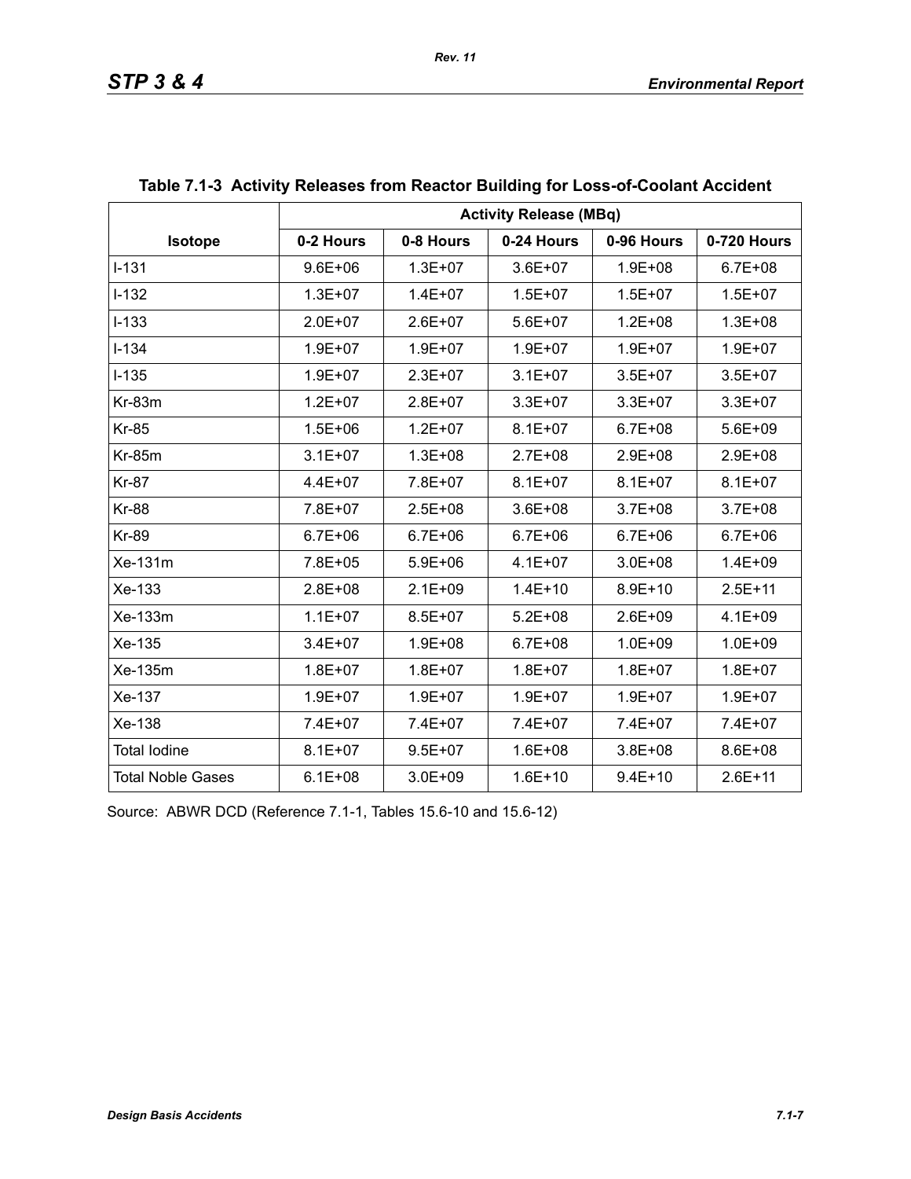**Table 7.1-3 Activity Releases from Reactor Building for Loss-of-Coolant Accident**

| Isotope | Activity Release (MBq) | | | | |
|---|---|---|---|---|---|
| | 0-2 Hours | 0-8 Hours | 0-24 Hours | 0-96 Hours | 0-720 Hours |
| I-131 | 9.6E+06 | 1.3E+07 | 3.6E+07 | 1.9E+08 | 6.7E+08 |
| I-132 | 1.3E+07 | 1.4E+07 | 1.5E+07 | 1.5E+07 | 1.5E+07 |
| I-133 | 2.0E+07 | 2.6E+07 | 5.6E+07 | 1.2E+08 | 1.3E+08 |
| I-134 | 1.9E+07 | 1.9E+07 | 1.9E+07 | 1.9E+07 | 1.9E+07 |
| I-135 | 1.9E+07 | 2.3E+07 | 3.1E+07 | 3.5E+07 | 3.5E+07 |
| Kr-83m | 1.2E+07 | 2.8E+07 | 3.3E+07 | 3.3E+07 | 3.3E+07 |
| Kr-85 | 1.5E+06 | 1.2E+07 | 8.1E+07 | 6.7E+08 | 5.6E+09 |
| Kr-85m | 3.1E+07 | 1.3E+08 | 2.7E+08 | 2.9E+08 | 2.9E+08 |
| Kr-87 | 4.4E+07 | 7.8E+07 | 8.1E+07 | 8.1E+07 | 8.1E+07 |
| Kr-88 | 7.8E+07 | 2.5E+08 | 3.6E+08 | 3.7E+08 | 3.7E+08 |
| Kr-89 | 6.7E+06 | 6.7E+06 | 6.7E+06 | 6.7E+06 | 6.7E+06 |
| Xe-131m | 7.8E+05 | 5.9E+06 | 4.1E+07 | 3.0E+08 | 1.4E+09 |
| Xe-133 | 2.8E+08 | 2.1E+09 | 1.4E+10 | 8.9E+10 | 2.5E+11 |
| Xe-133m | 1.1E+07 | 8.5E+07 | 5.2E+08 | 2.6E+09 | 4.1E+09 |
| Xe-135 | 3.4E+07 | 1.9E+08 | 6.7E+08 | 1.0E+09 | 1.0E+09 |
| Xe-135m | 1.8E+07 | 1.8E+07 | 1.8E+07 | 1.8E+07 | 1.8E+07 |
| Xe-137 | 1.9E+07 | 1.9E+07 | 1.9E+07 | 1.9E+07 | 1.9E+07 |
| Xe-138 | 7.4E+07 | 7.4E+07 | 7.4E+07 | 7.4E+07 | 7.4E+07 |
| Total Iodine | 8.1E+07 | 9.5E+07 | 1.6E+08 | 3.8E+08 | 8.6E+08 |
| Total Noble Gases | 6.1E+08 | 3.0E+09 | 1.6E+10 | 9.4E+10 | 2.6E+11 |

Source: ABWR DCD (Reference 7.1-1, Tables 15.6-10 and 15.6-12)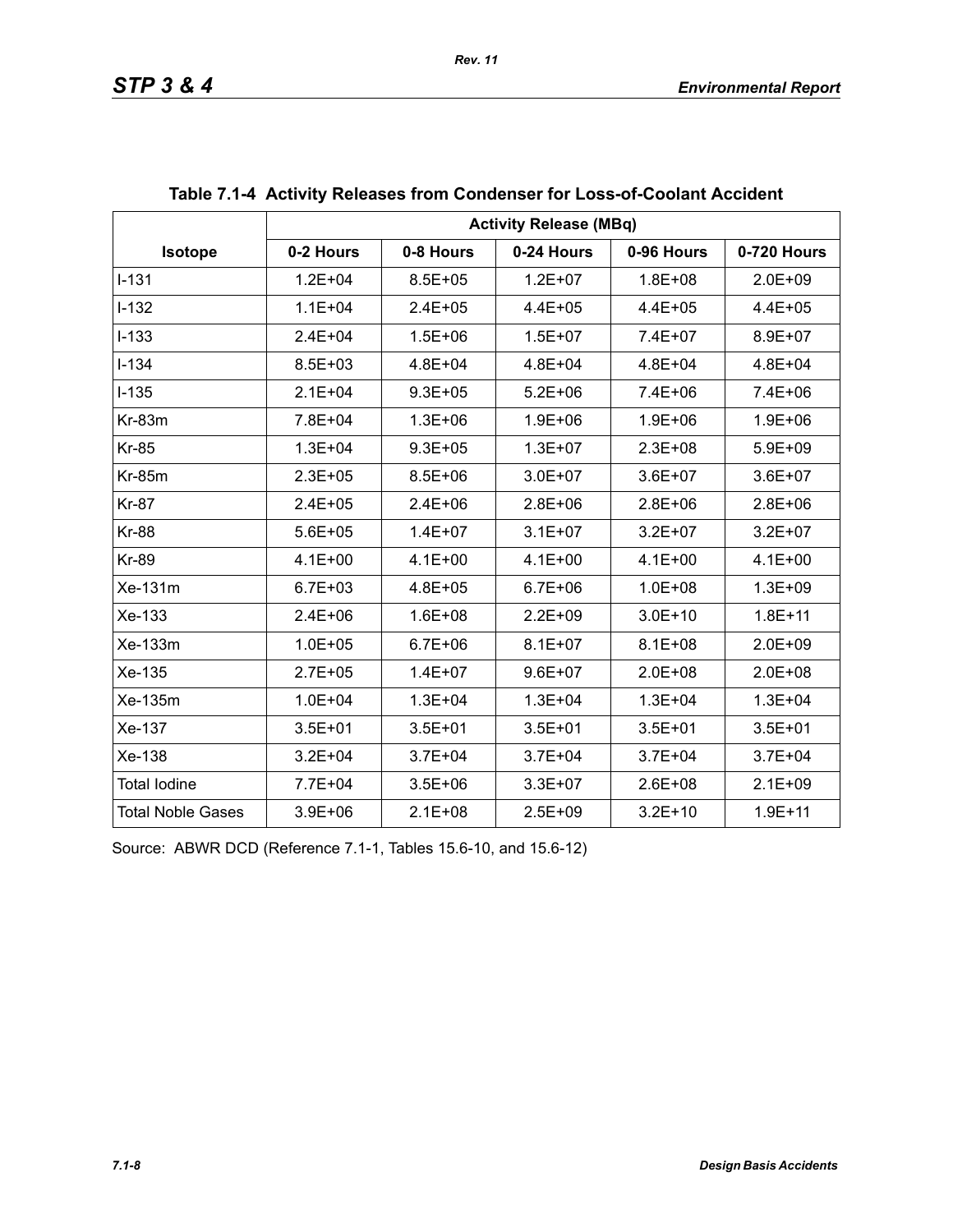**Table 7.1-4 Activity Releases from Condenser for Loss-of-Coolant Accident**

| Isotope | Activity Release (MBq) | | | | |
|---|---|---|---|---|---|
| | 0-2 Hours | 0-8 Hours | 0-24 Hours | 0-96 Hours | 0-720 Hours |
| I-131 | 1.2E+04 | 8.5E+05 | 1.2E+07 | 1.8E+08 | 2.0E+09 |
| I-132 | 1.1E+04 | 2.4E+05 | 4.4E+05 | 4.4E+05 | 4.4E+05 |
| I-133 | 2.4E+04 | 1.5E+06 | 1.5E+07 | 7.4E+07 | 8.9E+07 |
| I-134 | 8.5E+03 | 4.8E+04 | 4.8E+04 | 4.8E+04 | 4.8E+04 |
| I-135 | 2.1E+04 | 9.3E+05 | 5.2E+06 | 7.4E+06 | 7.4E+06 |
| Kr-83m | 7.8E+04 | 1.3E+06 | 1.9E+06 | 1.9E+06 | 1.9E+06 |
| Kr-85 | 1.3E+04 | 9.3E+05 | 1.3E+07 | 2.3E+08 | 5.9E+09 |
| Kr-85m | 2.3E+05 | 8.5E+06 | 3.0E+07 | 3.6E+07 | 3.6E+07 |
| Kr-87 | 2.4E+05 | 2.4E+06 | 2.8E+06 | 2.8E+06 | 2.8E+06 |
| Kr-88 | 5.6E+05 | 1.4E+07 | 3.1E+07 | 3.2E+07 | 3.2E+07 |
| Kr-89 | 4.1E+00 | 4.1E+00 | 4.1E+00 | 4.1E+00 | 4.1E+00 |
| Xe-131m | 6.7E+03 | 4.8E+05 | 6.7E+06 | 1.0E+08 | 1.3E+09 |
| Xe-133 | 2.4E+06 | 1.6E+08 | 2.2E+09 | 3.0E+10 | 1.8E+11 |
| Xe-133m | 1.0E+05 | 6.7E+06 | 8.1E+07 | 8.1E+08 | 2.0E+09 |
| Xe-135 | 2.7E+05 | 1.4E+07 | 9.6E+07 | 2.0E+08 | 2.0E+08 |
| Xe-135m | 1.0E+04 | 1.3E+04 | 1.3E+04 | 1.3E+04 | 1.3E+04 |
| Xe-137 | 3.5E+01 | 3.5E+01 | 3.5E+01 | 3.5E+01 | 3.5E+01 |
| Xe-138 | 3.2E+04 | 3.7E+04 | 3.7E+04 | 3.7E+04 | 3.7E+04 |
| Total Iodine | 7.7E+04 | 3.5E+06 | 3.3E+07 | 2.6E+08 | 2.1E+09 |
| Total Noble Gases | 3.9E+06 | 2.1E+08 | 2.5E+09 | 3.2E+10 | 1.9E+11 |

Source: ABWR DCD (Reference 7.1-1, Tables 15.6-10, and 15.6-12)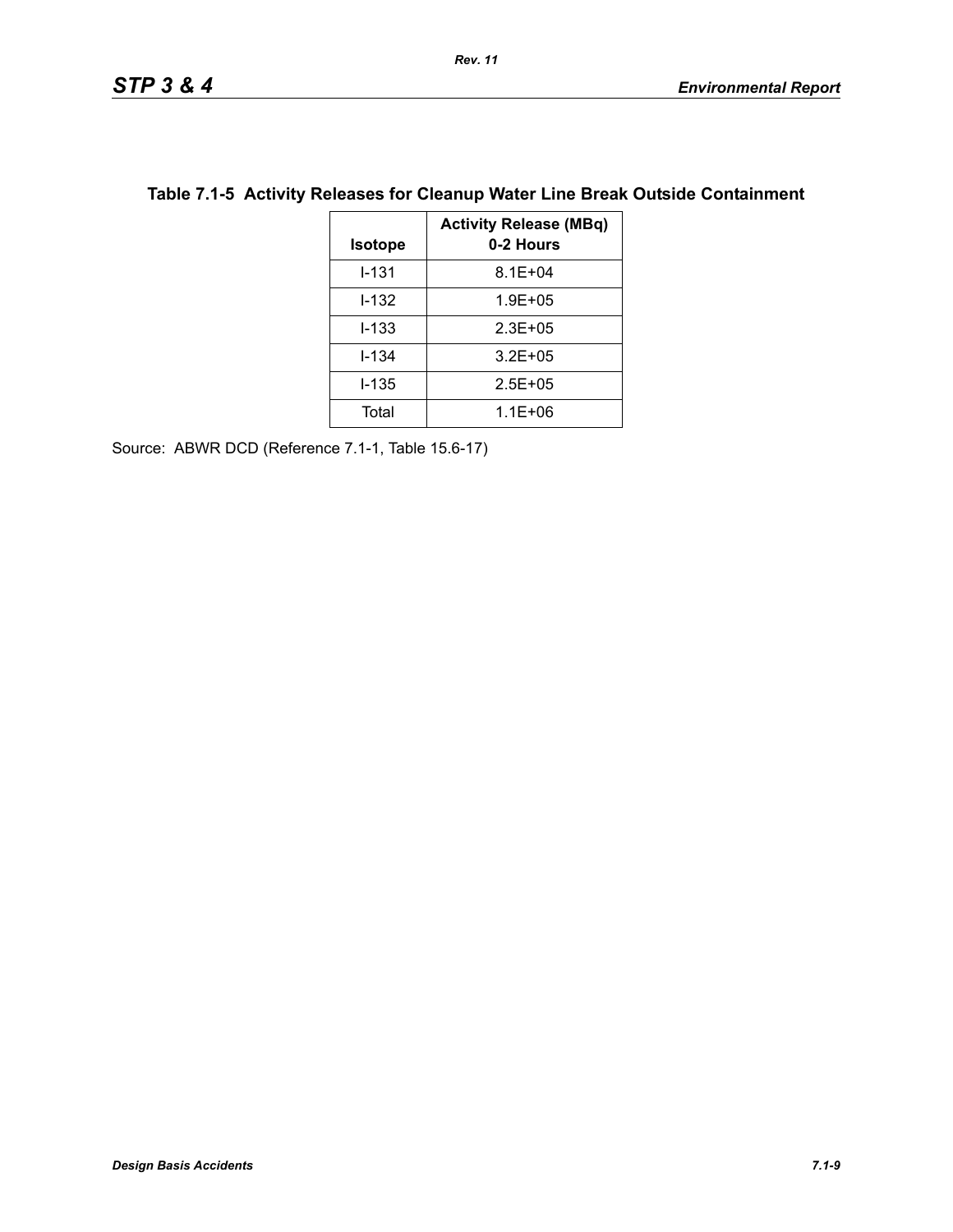**Table 7.1-5 Activity Releases for Cleanup Water Line Break Outside Containment**

| Isotope | Activity Release (MBq) 0-2 Hours |
|---|---|
| I-131 | 8.1E+04 |
| I-132 | 1.9E+05 |
| I-133 | 2.3E+05 |
| I-134 | 3.2E+05 |
| I-135 | 2.5E+05 |
| Total | 1.1E+06 |

Source: ABWR DCD (Reference 7.1-1, Table 15.6-17)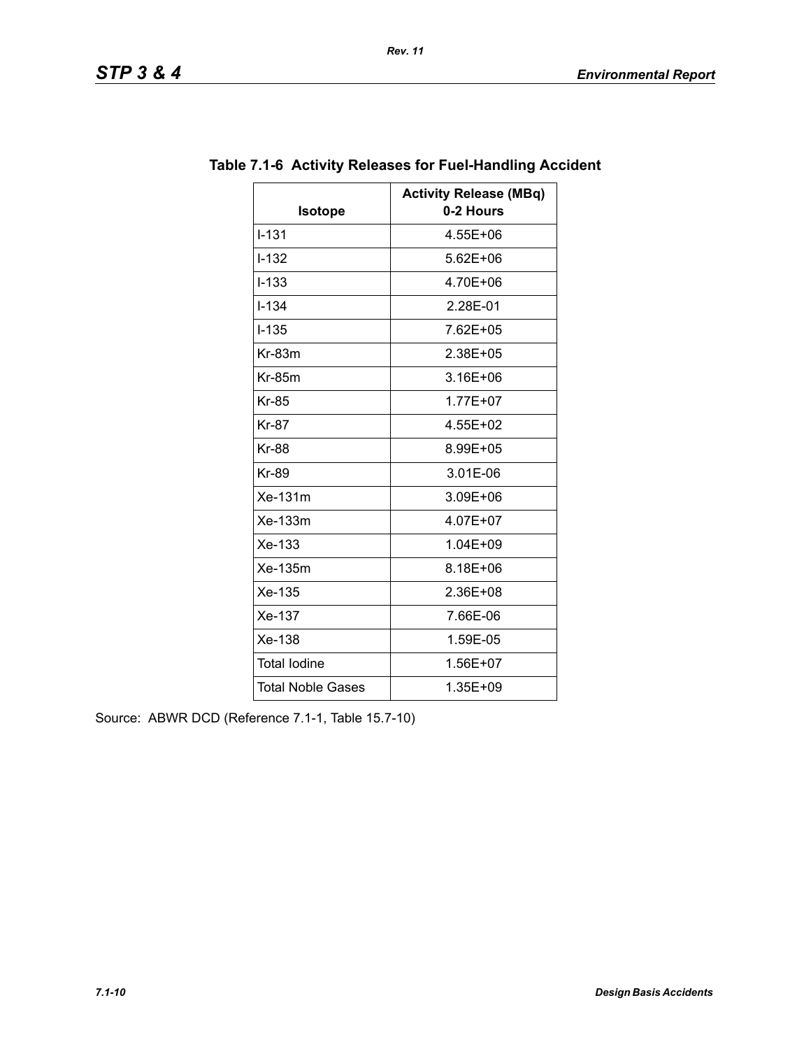## Table 7.1-6 Activity Releases for Fuel-Handling Accident

| Isotope | Activity Release (MBq) 0-2 Hours |
|---|---|
| I-131 | 4.55E+06 |
| I-132 | 5.62E+06 |
| I-133 | 4.70E+06 |
| I-134 | 2.28E-01 |
| I-135 | 7.62E+05 |
| Kr-83m | 2.38E+05 |
| Kr-85m | 3.16E+06 |
| Kr-85 | 1.77E+07 |
| Kr-87 | 4.55E+02 |
| Kr-88 | 8.99E+05 |
| Kr-89 | 3.01E-06 |
| Xe-131m | 3.09E+06 |
| Xe-133m | 4.07E+07 |
| Xe-133 | 1.04E+09 |
| Xe-135m | 8.18E+06 |
| Xe-135 | 2.36E+08 |
| Xe-137 | 7.66E-06 |
| Xe-138 | 1.59E-05 |
| Total Iodine | 1.56E+07 |
| Total Noble Gases | 1.35E+09 |

Source: ABWR DCD (Reference 7.1-1, Table 15.7-10)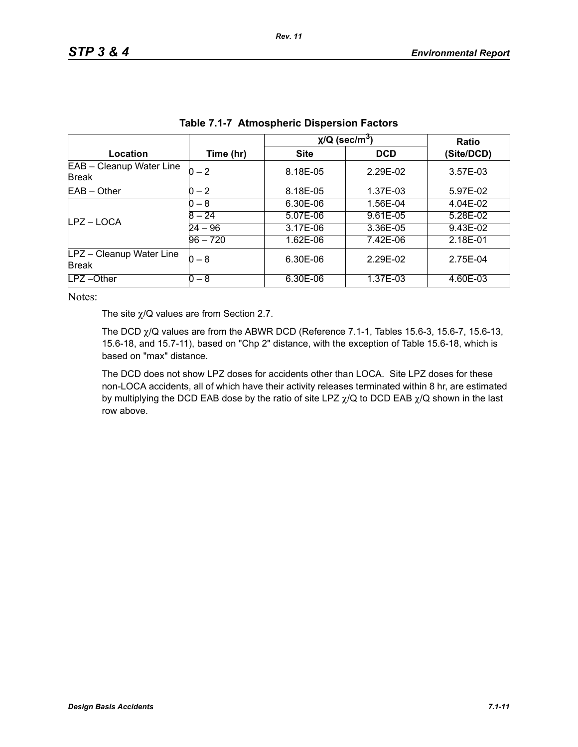**Table 7.1-7 Atmospheric Dispersion Factors**

| Location | Time (hr) | $\chi$/Q (sec/m$^3$) | | Ratio (Site/DCD) |
|---|---|---|---|---|
| | | Site | DCD | |
| EAB – Cleanup Water Line Break | 0 – 2 | 8.18E-05 | 2.29E-02 | 3.57E-03 |
| EAB – Other | 0 – 2 | 8.18E-05 | 1.37E-03 | 5.97E-02 |
| LPZ – LOCA | 0 – 8 | 6.30E-06 | 1.56E-04 | 4.04E-02 |
| | 8 – 24 | 5.07E-06 | 9.61E-05 | 5.28E-02 |
| | 24 – 96 | 3.17E-06 | 3.36E-05 | 9.43E-02 |
| | 96 – 720 | 1.62E-06 | 7.42E-06 | 2.18E-01 |
| LPZ – Cleanup Water Line Break | 0 – 8 | 6.30E-06 | 2.29E-02 | 2.75E-04 |
| LPZ –Other | 0 – 8 | 6.30E-06 | 1.37E-03 | 4.60E-03 |

Notes:

The site $\chi$/Q values are from Section 2.7.

The DCD $\chi$/Q values are from the ABWR DCD (Reference 7.1-1, Tables 15.6-3, 15.6-7, 15.6-13, 15.6-18, and 15.7-11), based on "Chp 2" distance, with the exception of Table 15.6-18, which is based on "max" distance.

The DCD does not show LPZ doses for accidents other than LOCA. Site LPZ doses for these non-LOCA accidents, all of which have their activity releases terminated within 8 hr, are estimated by multiplying the DCD EAB dose by the ratio of site LPZ $\chi$/Q to DCD EAB $\chi$/Q shown in the last row above.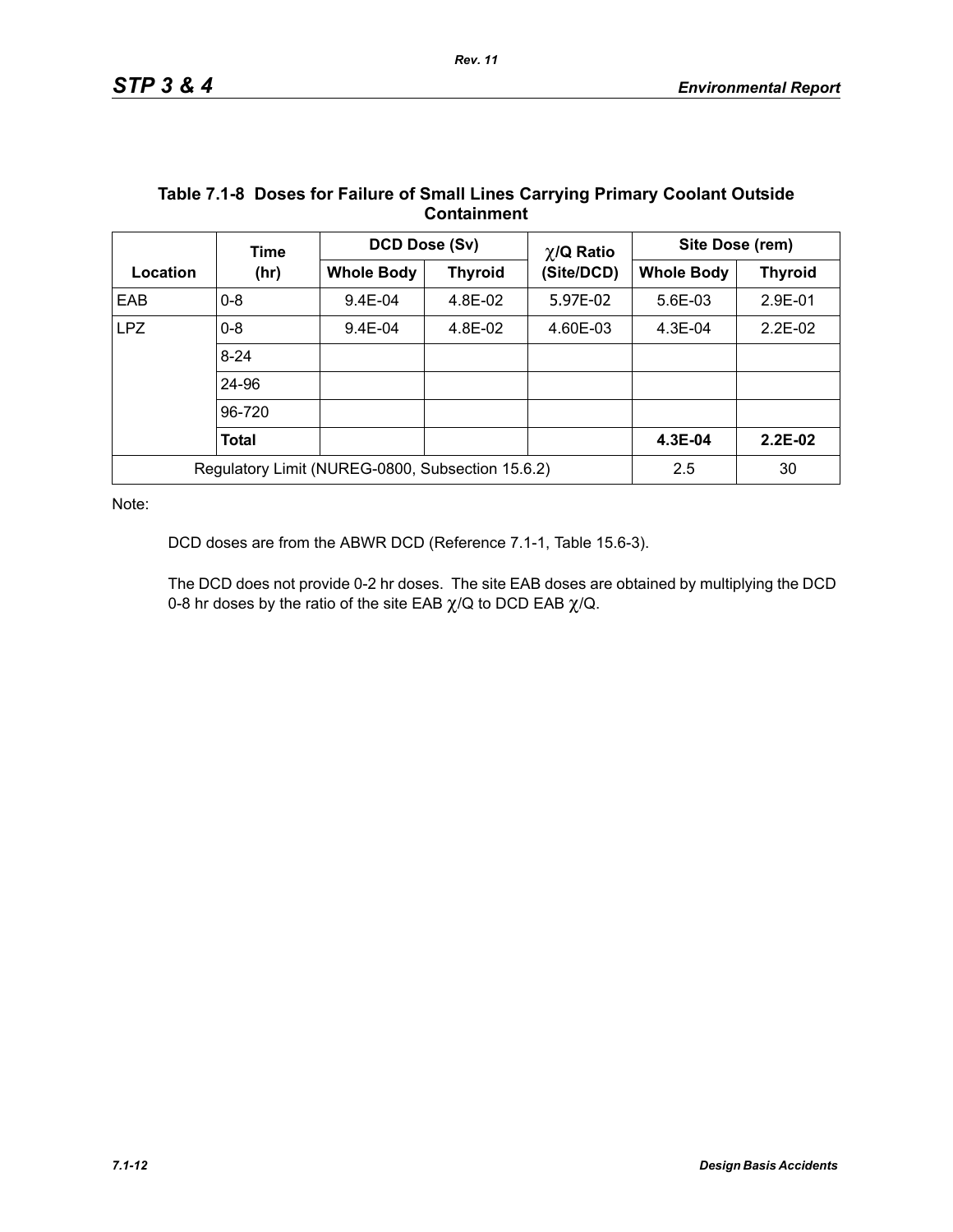**Table 7.1-8 Doses for Failure of Small Lines Carrying Primary Coolant Outside Containment**

| Location | Time (hr) | DCD Dose (Sv) | | $\chi$/Q Ratio (Site/DCD) | Site Dose (rem) | |
|---|---|---|---|---|---|---|
| | | Whole Body | Thyroid | | Whole Body | Thyroid |
| EAB | 0-8 | 9.4E-04 | 4.8E-02 | 5.97E-02 | 5.6E-03 | 2.9E-01 |
| LPZ | 0-8 | 9.4E-04 | 4.8E-02 | 4.60E-03 | 4.3E-04 | 2.2E-02 |
| | 8-24 | | | | | |
| | 24-96 | | | | | |
| | 96-720 | | | | | |
| | **Total** | | | | **4.3E-04** | **2.2E-02** |
| Regulatory Limit (NUREG-0800, Subsection 15.6.2) | | | | | 2.5 | 30 |

Note:

DCD doses are from the ABWR DCD (Reference 7.1-1, Table 15.6-3).

The DCD does not provide 0-2 hr doses. The site EAB doses are obtained by multiplying the DCD 0-8 hr doses by the ratio of the site EAB $\chi$/Q to DCD EAB $\chi$/Q.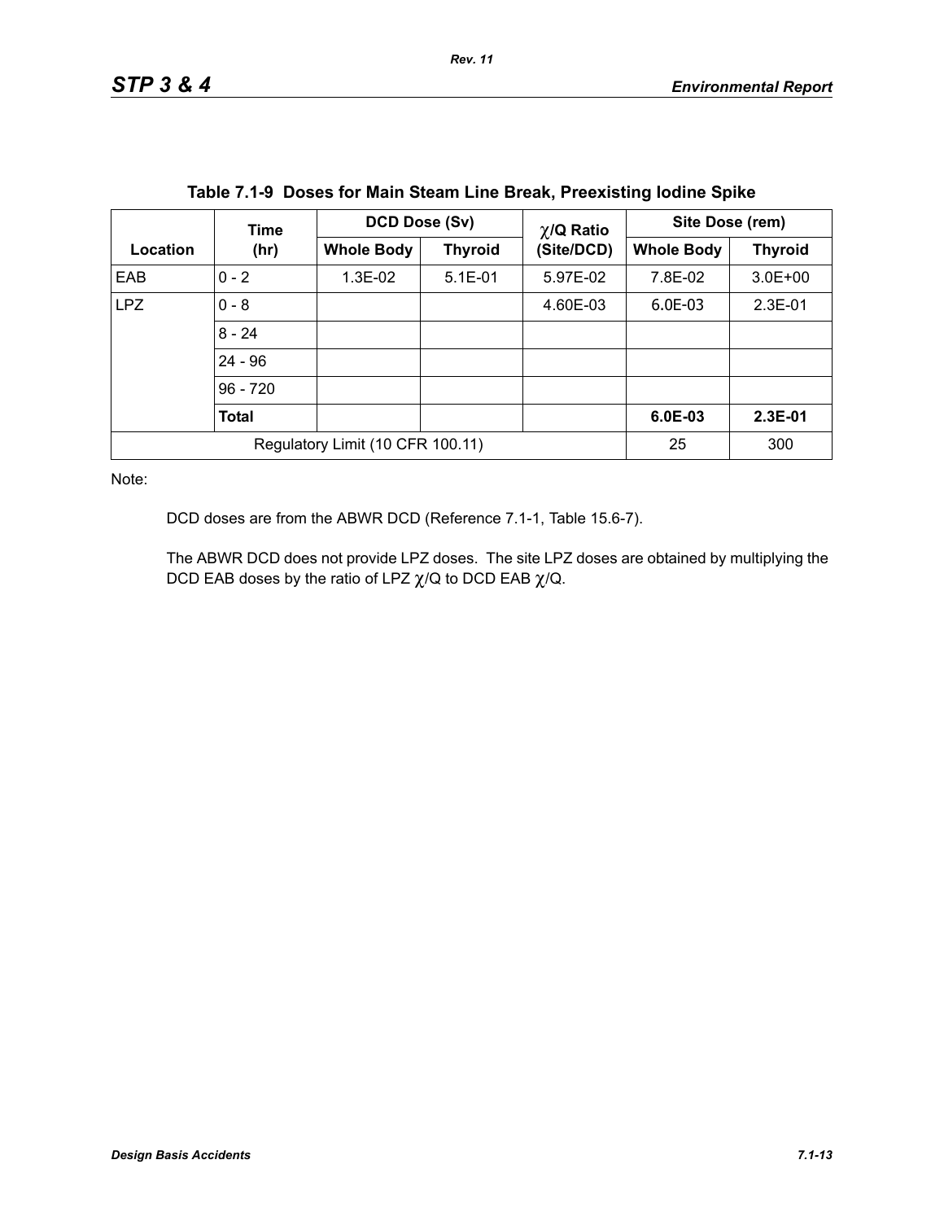**Table 7.1-9 Doses for Main Steam Line Break, Preexisting Iodine Spike**

| Location | Time (hr) | DCD Dose (Sv) | | $\chi$/Q Ratio (Site/DCD) | Site Dose (rem) | |
|---|---|---|---|---|---|---|
| | | Whole Body | Thyroid | | Whole Body | Thyroid |
| EAB | 0 - 2 | 1.3E-02 | 5.1E-01 | 5.97E-02 | 7.8E-02 | 3.0E+00 |
| LPZ | 0 - 8 | | | 4.60E-03 | 6.0E-03 | 2.3E-01 |
| | 8 - 24 | | | | | |
| | 24 - 96 | | | | | |
| | 96 - 720 | | | | | |
| | **Total** | | | | **6.0E-03** | **2.3E-01** |
| Regulatory Limit (10 CFR 100.11) | | | | | 25 | 300 |

Note:

DCD doses are from the ABWR DCD (Reference 7.1-1, Table 15.6-7).

The ABWR DCD does not provide LPZ doses. The site LPZ doses are obtained by multiplying the DCD EAB doses by the ratio of LPZ $\chi$/Q to DCD EAB $\chi$/Q.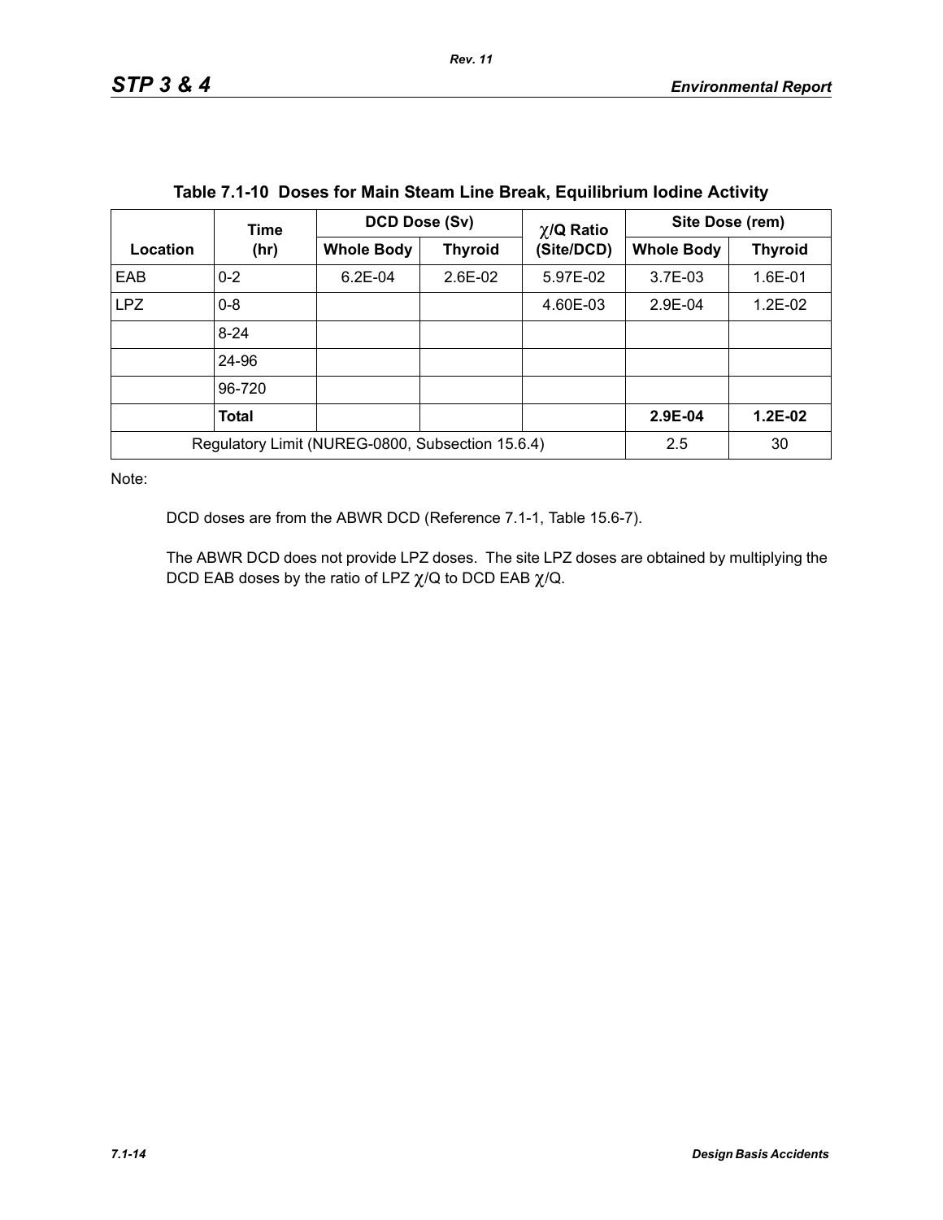**Table 7.1-10 Doses for Main Steam Line Break, Equilibrium Iodine Activity**

| Location | Time (hr) | DCD Dose (Sv) | | $\chi$/Q Ratio (Site/DCD) | Site Dose (rem) | |
|---|---|---|---|---|---|---|
| | | Whole Body | Thyroid | | Whole Body | Thyroid |
| EAB | 0-2 | 6.2E-04 | 2.6E-02 | 5.97E-02 | 3.7E-03 | 1.6E-01 |
| LPZ | 0-8 | | | 4.60E-03 | 2.9E-04 | 1.2E-02 |
| | 8-24 | | | | | |
| | 24-96 | | | | | |
| | 96-720 | | | | | |
| | **Total** | | | | **2.9E-04** | **1.2E-02** |
| Regulatory Limit (NUREG-0800, Subsection 15.6.4) | | | | | 2.5 | 30 |

Note:

DCD doses are from the ABWR DCD (Reference 7.1-1, Table 15.6-7).

The ABWR DCD does not provide LPZ doses. The site LPZ doses are obtained by multiplying the DCD EAB doses by the ratio of LPZ $\chi$/Q to DCD EAB $\chi$/Q.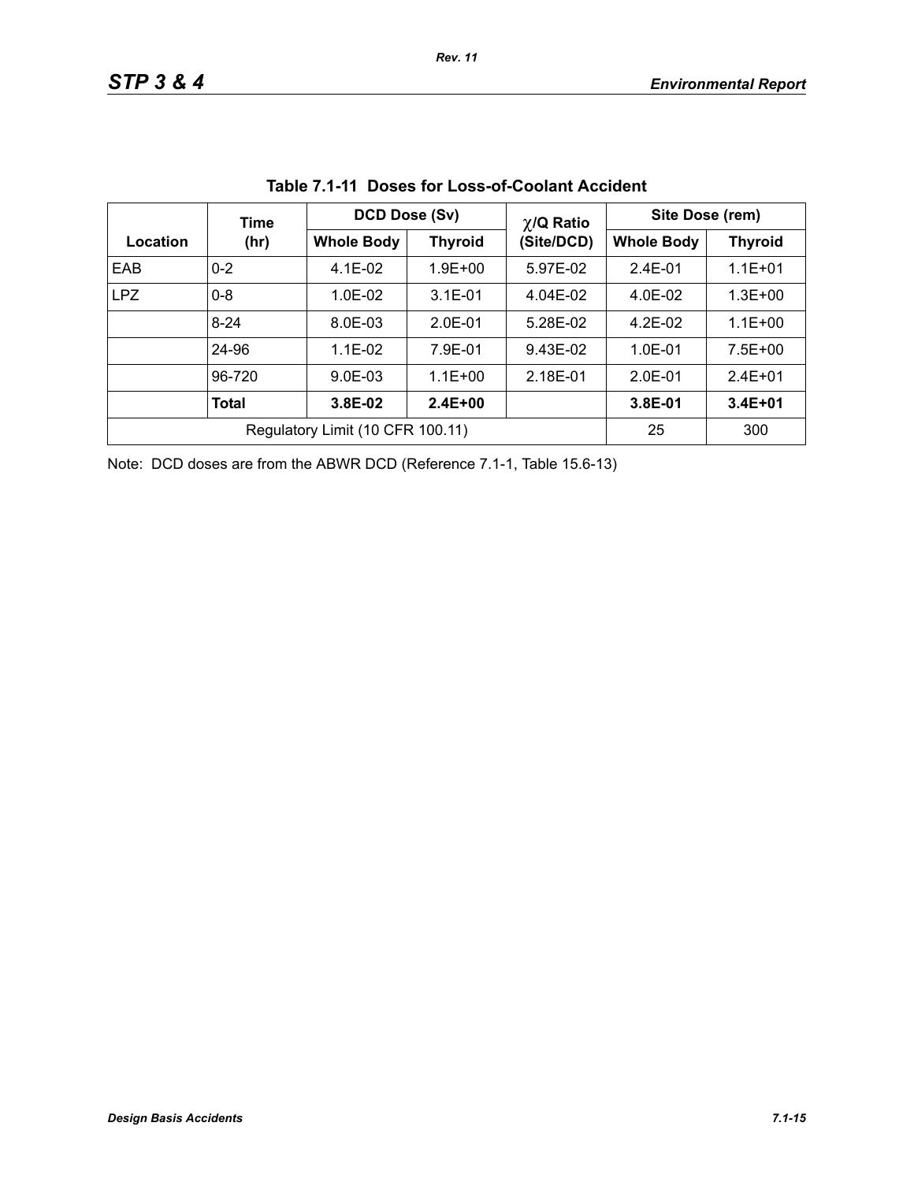**Table 7.1-11  Doses for Loss-of-Coolant Accident**

| Location | Time (hr) | DCD Dose (Sv) | | $\chi$/Q Ratio (Site/DCD) | Site Dose (rem) | |
|---|---|---|---|---|---|---|
| | | Whole Body | Thyroid | | Whole Body | Thyroid |
| EAB | 0-2 | 4.1E-02 | 1.9E+00 | 5.97E-02 | 2.4E-01 | 1.1E+01 |
| LPZ | 0-8 | 1.0E-02 | 3.1E-01 | 4.04E-02 | 4.0E-02 | 1.3E+00 |
| | 8-24 | 8.0E-03 | 2.0E-01 | 5.28E-02 | 4.2E-02 | 1.1E+00 |
| | 24-96 | 1.1E-02 | 7.9E-01 | 9.43E-02 | 1.0E-01 | 7.5E+00 |
| | 96-720 | 9.0E-03 | 1.1E+00 | 2.18E-01 | 2.0E-01 | 2.4E+01 |
| | **Total** | **3.8E-02** | **2.4E+00** | | **3.8E-01** | **3.4E+01** |
| Regulatory Limit (10 CFR 100.11) | | | | | 25 | 300 |

Note: DCD doses are from the ABWR DCD (Reference 7.1-1, Table 15.6-13)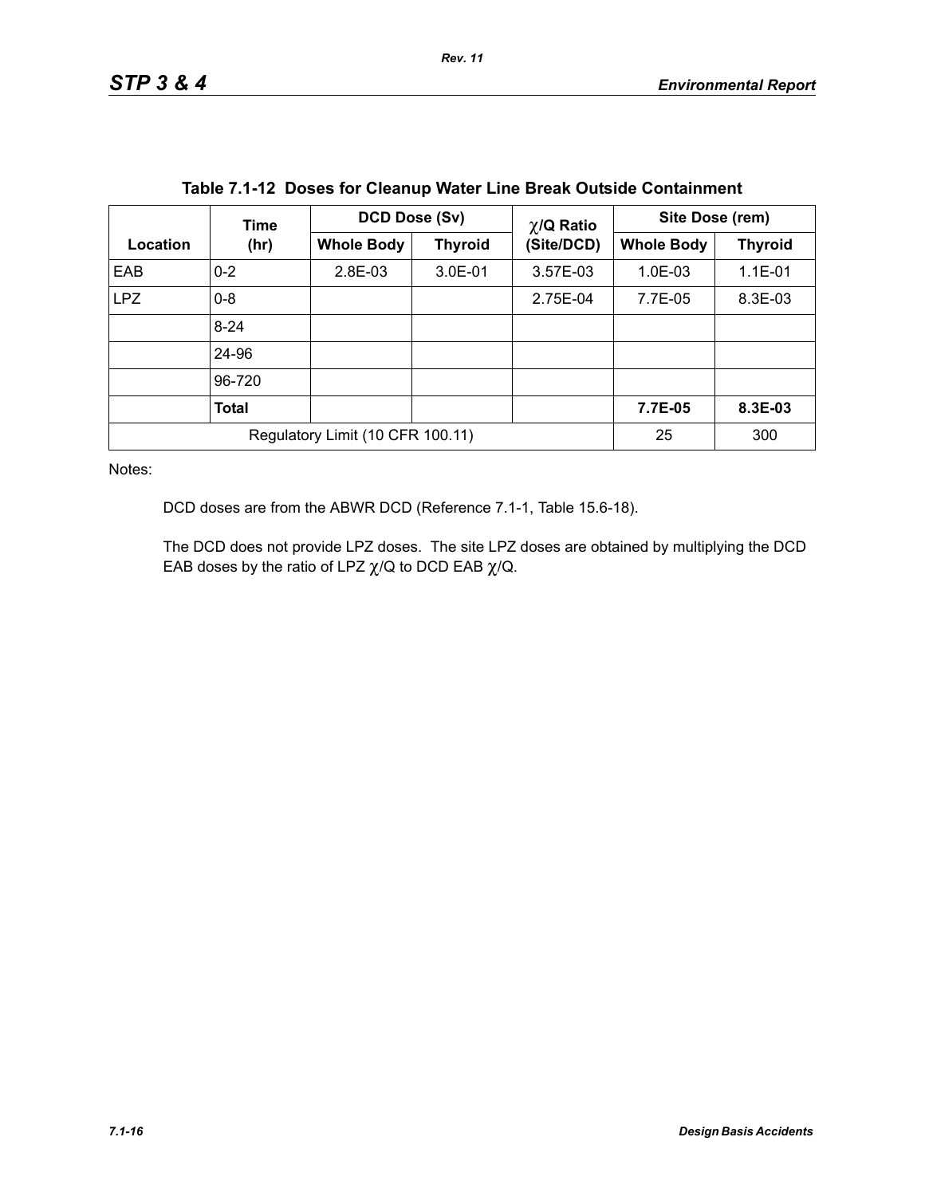**Table 7.1-12 Doses for Cleanup Water Line Break Outside Containment**

| Location | Time (hr) | DCD Dose (Sv) | | χ/Q Ratio (Site/DCD) | Site Dose (rem) | |
|---|---|---|---|---|---|---|
| | | Whole Body | Thyroid | | Whole Body | Thyroid |
| EAB | 0-2 | 2.8E-03 | 3.0E-01 | 3.57E-03 | 1.0E-03 | 1.1E-01 |
| LPZ | 0-8 | | | 2.75E-04 | 7.7E-05 | 8.3E-03 |
| | 8-24 | | | | | |
| | 24-96 | | | | | |
| | 96-720 | | | | | |
| | **Total** | | | | **7.7E-05** | **8.3E-03** |
| Regulatory Limit (10 CFR 100.11) | | | | | 25 | 300 |

Notes:

DCD doses are from the ABWR DCD (Reference 7.1-1, Table 15.6-18).

The DCD does not provide LPZ doses. The site LPZ doses are obtained by multiplying the DCD EAB doses by the ratio of LPZ χ/Q to DCD EAB χ/Q.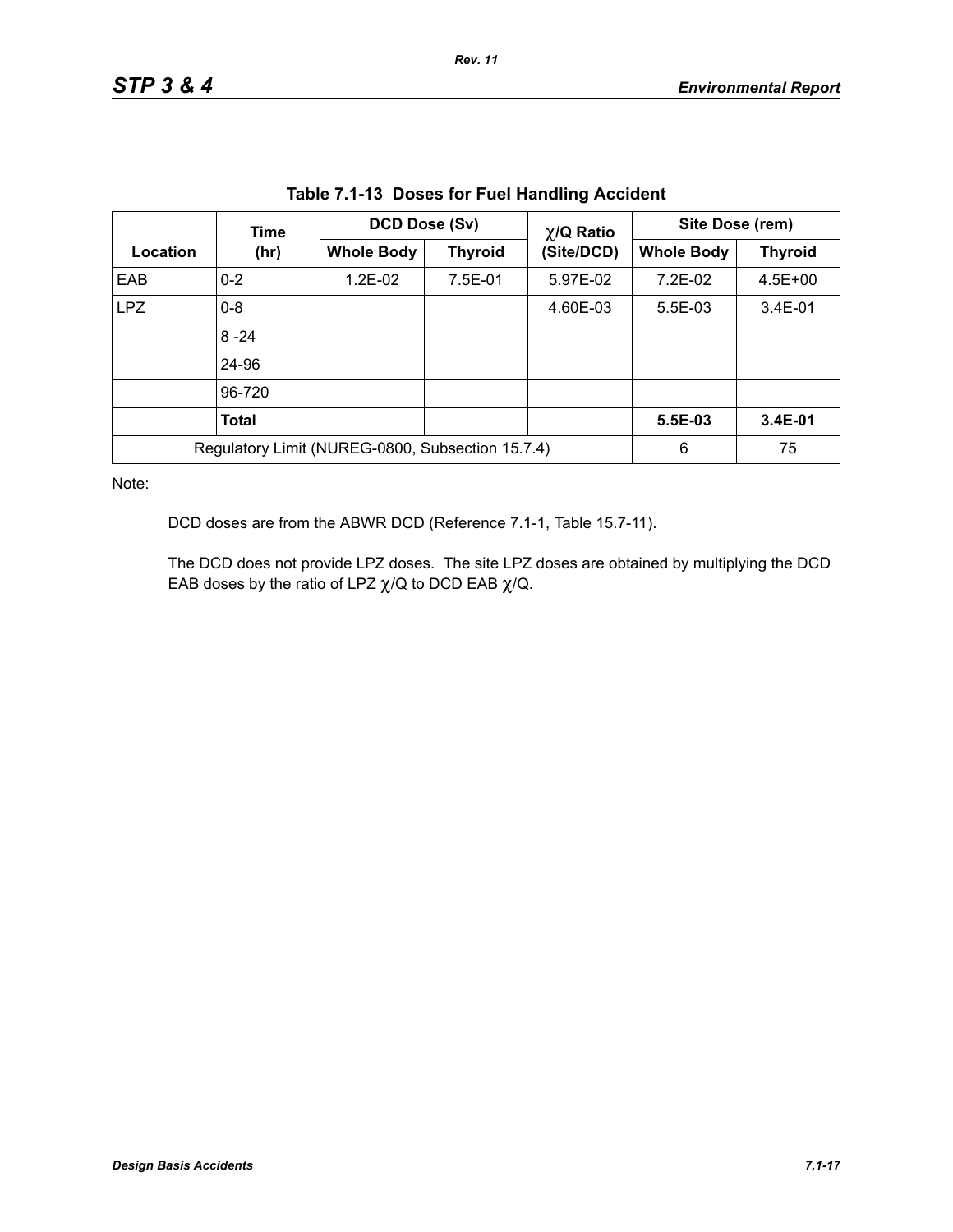**Table 7.1-13 Doses for Fuel Handling Accident**

| Location | Time (hr) | DCD Dose (Sv) | | $\chi$/Q Ratio (Site/DCD) | Site Dose (rem) | |
|---|---|---|---|---|---|---|
| | | Whole Body | Thyroid | | Whole Body | Thyroid |
| EAB | 0-2 | 1.2E-02 | 7.5E-01 | 5.97E-02 | 7.2E-02 | 4.5E+00 |
| LPZ | 0-8 | | | 4.60E-03 | 5.5E-03 | 3.4E-01 |
| | 8 -24 | | | | | |
| | 24-96 | | | | | |
| | 96-720 | | | | | |
| | **Total** | | | | **5.5E-03** | **3.4E-01** |
| Regulatory Limit (NUREG-0800, Subsection 15.7.4) | | | | | 6 | 75 |

Note:

DCD doses are from the ABWR DCD (Reference 7.1-1, Table 15.7-11).

The DCD does not provide LPZ doses. The site LPZ doses are obtained by multiplying the DCD EAB doses by the ratio of LPZ $\chi$/Q to DCD EAB $\chi$/Q.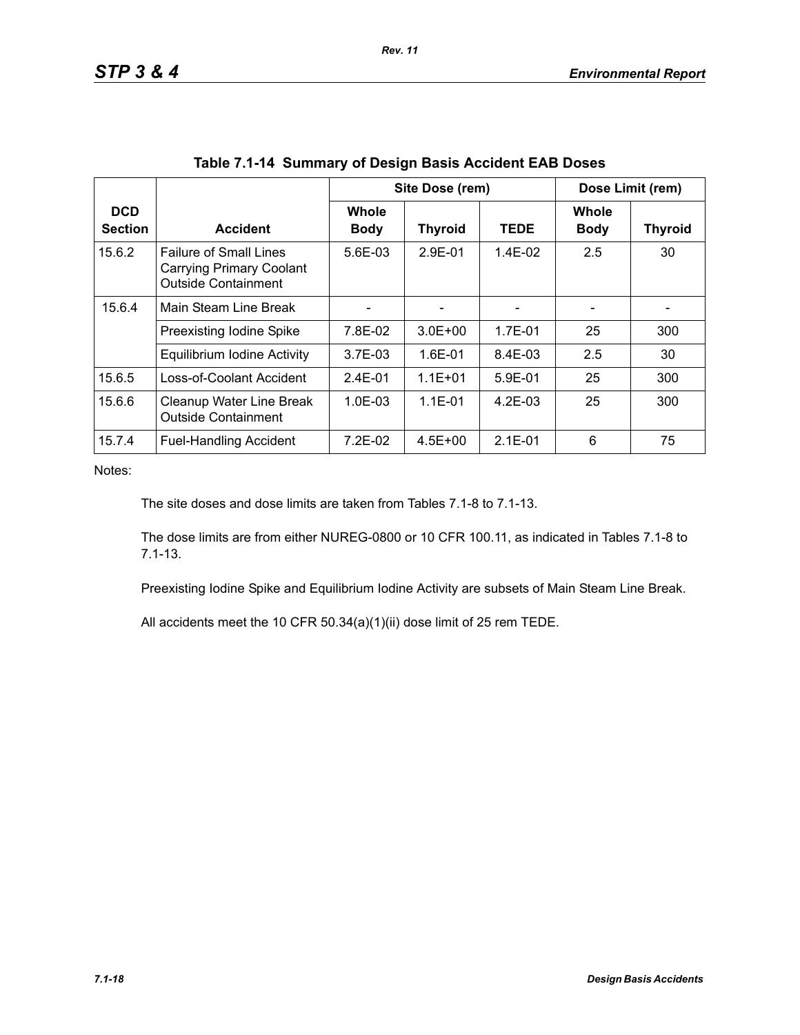**Table 7.1-14 Summary of Design Basis Accident EAB Doses**

| DCD Section | Accident | Site Dose (rem) | | | Dose Limit (rem) | |
|---|---|---|---|---|---|---|
| | | Whole Body | Thyroid | TEDE | Whole Body | Thyroid |
| 15.6.2 | Failure of Small Lines Carrying Primary Coolant Outside Containment | 5.6E-03 | 2.9E-01 | 1.4E-02 | 2.5 | 30 |
| 15.6.4 | Main Steam Line Break | - | - | - | - | - |
| | Preexisting Iodine Spike | 7.8E-02 | 3.0E+00 | 1.7E-01 | 25 | 300 |
| | Equilibrium Iodine Activity | 3.7E-03 | 1.6E-01 | 8.4E-03 | 2.5 | 30 |
| 15.6.5 | Loss-of-Coolant Accident | 2.4E-01 | 1.1E+01 | 5.9E-01 | 25 | 300 |
| 15.6.6 | Cleanup Water Line Break Outside Containment | 1.0E-03 | 1.1E-01 | 4.2E-03 | 25 | 300 |
| 15.7.4 | Fuel-Handling Accident | 7.2E-02 | 4.5E+00 | 2.1E-01 | 6 | 75 |

Notes:

The site doses and dose limits are taken from Tables 7.1-8 to 7.1-13.

The dose limits are from either NUREG-0800 or 10 CFR 100.11, as indicated in Tables 7.1-8 to 7.1-13.

Preexisting Iodine Spike and Equilibrium Iodine Activity are subsets of Main Steam Line Break.

All accidents meet the 10 CFR 50.34(a)(1)(ii) dose limit of 25 rem TEDE.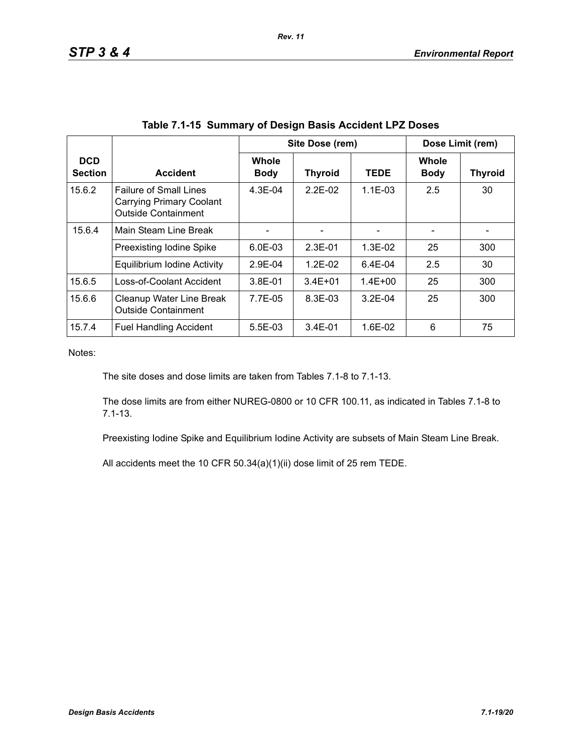**Table 7.1-15 Summary of Design Basis Accident LPZ Doses**

| DCD Section | Accident | Site Dose (rem) | | | Dose Limit (rem) | |
|---|---|---|---|---|---|---|
| | | Whole Body | Thyroid | TEDE | Whole Body | Thyroid |
| 15.6.2 | Failure of Small Lines Carrying Primary Coolant Outside Containment | 4.3E-04 | 2.2E-02 | 1.1E-03 | 2.5 | 30 |
| 15.6.4 | Main Steam Line Break | - | - | - | - | - |
| | Preexisting Iodine Spike | 6.0E-03 | 2.3E-01 | 1.3E-02 | 25 | 300 |
| | Equilibrium Iodine Activity | 2.9E-04 | 1.2E-02 | 6.4E-04 | 2.5 | 30 |
| 15.6.5 | Loss-of-Coolant Accident | 3.8E-01 | 3.4E+01 | 1.4E+00 | 25 | 300 |
| 15.6.6 | Cleanup Water Line Break Outside Containment | 7.7E-05 | 8.3E-03 | 3.2E-04 | 25 | 300 |
| 15.7.4 | Fuel Handling Accident | 5.5E-03 | 3.4E-01 | 1.6E-02 | 6 | 75 |

Notes:

The site doses and dose limits are taken from Tables 7.1-8 to 7.1-13.

The dose limits are from either NUREG-0800 or 10 CFR 100.11, as indicated in Tables 7.1-8 to 7.1-13.

Preexisting Iodine Spike and Equilibrium Iodine Activity are subsets of Main Steam Line Break.

All accidents meet the 10 CFR 50.34(a)(1)(ii) dose limit of 25 rem TEDE.